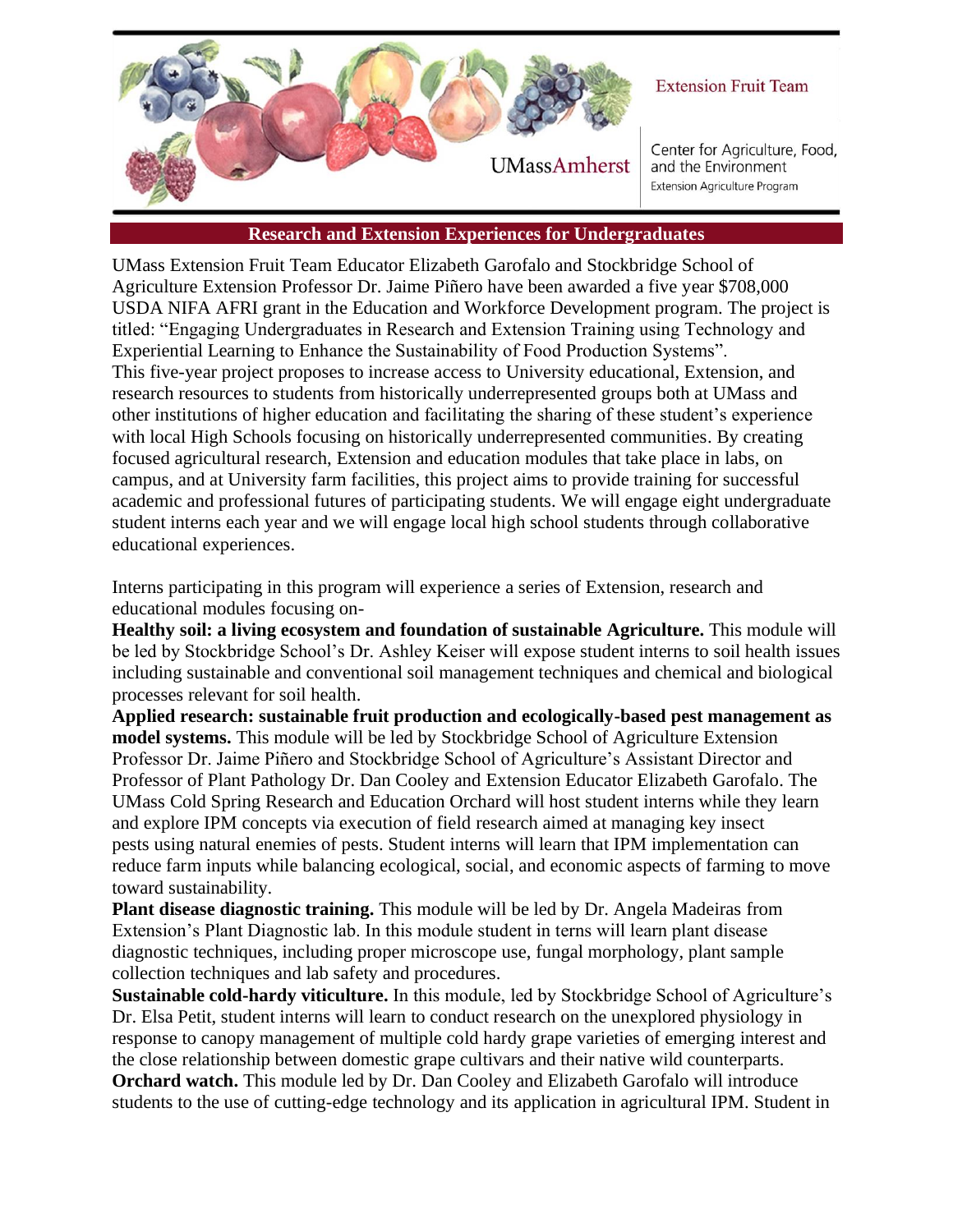Extension Fruit Team

UMassAmherst

Center for Agriculture, Food, and the Environment
Extension Agriculture Program

## Research and Extension Experiences for Undergraduates

UMass Extension Fruit Team Educator Elizabeth Garofalo and Stockbridge School of Agriculture Extension Professor Dr. Jaime Piñero have been awarded a five year $708,000 USDA NIFA AFRI grant in the Education and Workforce Development program. The project is titled: "Engaging Undergraduates in Research and Extension Training using Technology and Experiential Learning to Enhance the Sustainability of Food Production Systems". This five-year project proposes to increase access to University educational, Extension, and research resources to students from historically underrepresented groups both at UMass and other institutions of higher education and facilitating the sharing of these student's experience with local High Schools focusing on historically underrepresented communities. By creating focused agricultural research, Extension and education modules that take place in labs, on campus, and at University farm facilities, this project aims to provide training for successful academic and professional futures of participating students. We will engage eight undergraduate student interns each year and we will engage local high school students through collaborative educational experiences.

Interns participating in this program will experience a series of Extension, research and educational modules focusing on-

**Healthy soil: a living ecosystem and foundation of sustainable Agriculture.** This module will be led by Stockbridge School's Dr. Ashley Keiser will expose student interns to soil health issues including sustainable and conventional soil management techniques and chemical and biological processes relevant for soil health.

**Applied research: sustainable fruit production and ecologically-based pest management as model systems.** This module will be led by Stockbridge School of Agriculture Extension Professor Dr. Jaime Piñero and Stockbridge School of Agriculture's Assistant Director and Professor of Plant Pathology Dr. Dan Cooley and Extension Educator Elizabeth Garofalo. The UMass Cold Spring Research and Education Orchard will host student interns while they learn and explore IPM concepts via execution of field research aimed at managing key insect pests using natural enemies of pests. Student interns will learn that IPM implementation can reduce farm inputs while balancing ecological, social, and economic aspects of farming to move toward sustainability.

**Plant disease diagnostic training.** This module will be led by Dr. Angela Madeiras from Extension's Plant Diagnostic lab. In this module student in terns will learn plant disease diagnostic techniques, including proper microscope use, fungal morphology, plant sample collection techniques and lab safety and procedures.

**Sustainable cold-hardy viticulture.** In this module, led by Stockbridge School of Agriculture's Dr. Elsa Petit, student interns will learn to conduct research on the unexplored physiology in response to canopy management of multiple cold hardy grape varieties of emerging interest and the close relationship between domestic grape cultivars and their native wild counterparts.

**Orchard watch.** This module led by Dr. Dan Cooley and Elizabeth Garofalo will introduce students to the use of cutting-edge technology and its application in agricultural IPM. Student in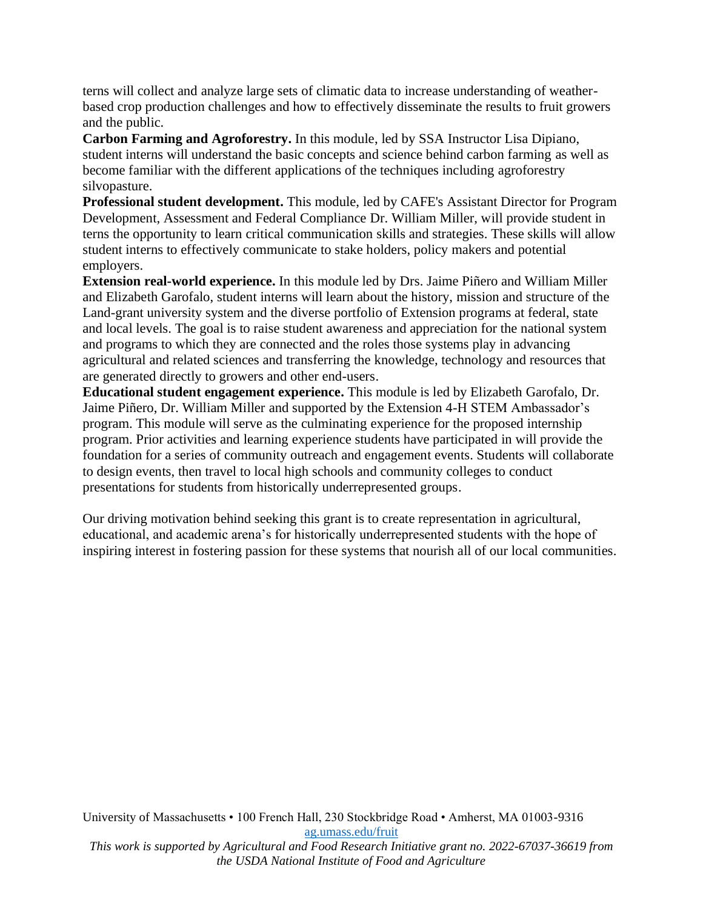terns will collect and analyze large sets of climatic data to increase understanding of weather-based crop production challenges and how to effectively disseminate the results to fruit growers and the public.

**Carbon Farming and Agroforestry.** In this module, led by SSA Instructor Lisa Dipiano, student interns will understand the basic concepts and science behind carbon farming as well as become familiar with the different applications of the techniques including agroforestry silvopasture.

**Professional student development.** This module, led by CAFE's Assistant Director for Program Development, Assessment and Federal Compliance Dr. William Miller, will provide student in terns the opportunity to learn critical communication skills and strategies. These skills will allow student interns to effectively communicate to stake holders, policy makers and potential employers.

**Extension real-world experience.** In this module led by Drs. Jaime Piñero and William Miller and Elizabeth Garofalo, student interns will learn about the history, mission and structure of the Land-grant university system and the diverse portfolio of Extension programs at federal, state and local levels. The goal is to raise student awareness and appreciation for the national system and programs to which they are connected and the roles those systems play in advancing agricultural and related sciences and transferring the knowledge, technology and resources that are generated directly to growers and other end-users.

**Educational student engagement experience.** This module is led by Elizabeth Garofalo, Dr. Jaime Piñero, Dr. William Miller and supported by the Extension 4-H STEM Ambassador's program. This module will serve as the culminating experience for the proposed internship program. Prior activities and learning experience students have participated in will provide the foundation for a series of community outreach and engagement events. Students will collaborate to design events, then travel to local high schools and community colleges to conduct presentations for students from historically underrepresented groups.

Our driving motivation behind seeking this grant is to create representation in agricultural, educational, and academic arena's for historically underrepresented students with the hope of inspiring interest in fostering passion for these systems that nourish all of our local communities.

University of Massachusetts • 100 French Hall, 230 Stockbridge Road • Amherst, MA 01003-9316
ag.umass.edu/fruit

*This work is supported by Agricultural and Food Research Initiative grant no. 2022-67037-36619 from the USDA National Institute of Food and Agriculture*